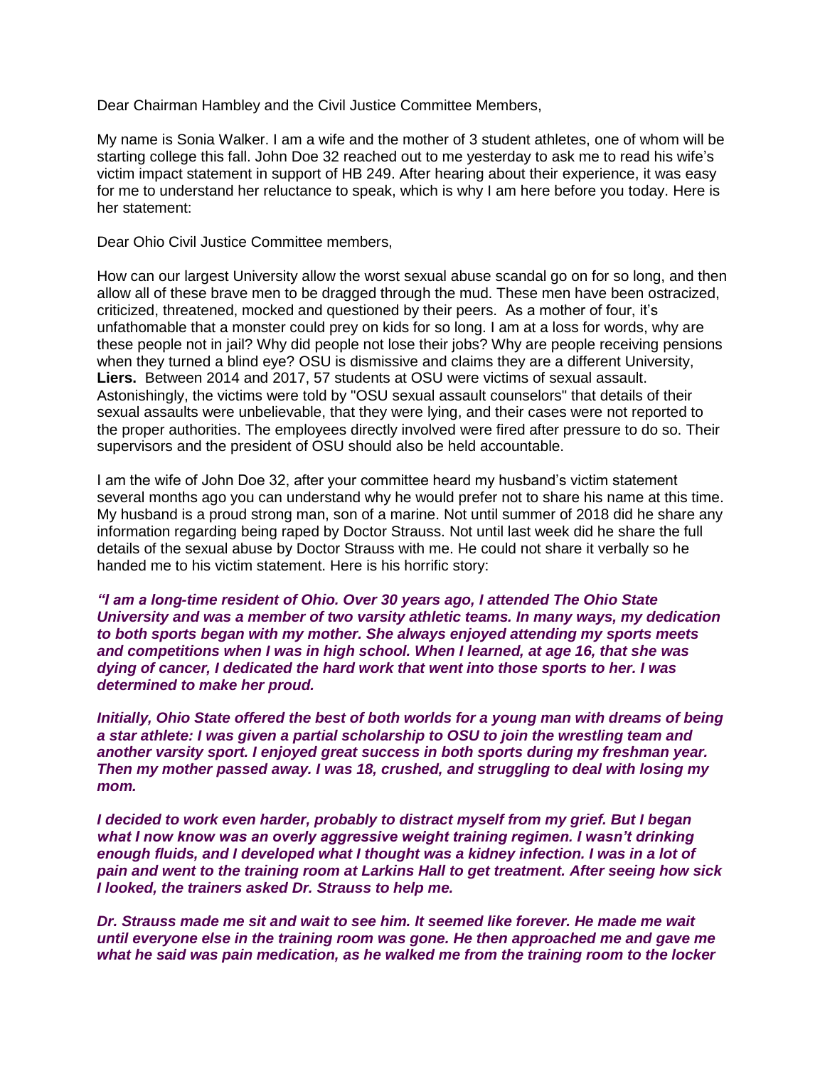Dear Chairman Hambley and the Civil Justice Committee Members,

My name is Sonia Walker. I am a wife and the mother of 3 student athletes, one of whom will be starting college this fall. John Doe 32 reached out to me yesterday to ask me to read his wife's victim impact statement in support of HB 249. After hearing about their experience, it was easy for me to understand her reluctance to speak, which is why I am here before you today. Here is her statement:

Dear Ohio Civil Justice Committee members,

How can our largest University allow the worst sexual abuse scandal go on for so long, and then allow all of these brave men to be dragged through the mud. These men have been ostracized, criticized, threatened, mocked and questioned by their peers. As a mother of four, it's unfathomable that a monster could prey on kids for so long. I am at a loss for words, why are these people not in jail? Why did people not lose their jobs? Why are people receiving pensions when they turned a blind eye? OSU is dismissive and claims they are a different University, **Liers.** Between 2014 and 2017, 57 students at OSU were victims of sexual assault. Astonishingly, the victims were told by "OSU sexual assault counselors" that details of their sexual assaults were unbelievable, that they were lying, and their cases were not reported to the proper authorities. The employees directly involved were fired after pressure to do so. Their supervisors and the president of OSU should also be held accountable.

I am the wife of John Doe 32, after your committee heard my husband's victim statement several months ago you can understand why he would prefer not to share his name at this time. My husband is a proud strong man, son of a marine. Not until summer of 2018 did he share any information regarding being raped by Doctor Strauss. Not until last week did he share the full details of the sexual abuse by Doctor Strauss with me. He could not share it verbally so he handed me to his victim statement. Here is his horrific story:

***"I am a long-time resident of Ohio. Over 30 years ago, I attended The Ohio State University and was a member of two varsity athletic teams. In many ways, my dedication to both sports began with my mother. She always enjoyed attending my sports meets and competitions when I was in high school. When I learned, at age 16, that she was dying of cancer, I dedicated the hard work that went into those sports to her. I was determined to make her proud.***

***Initially, Ohio State offered the best of both worlds for a young man with dreams of being a star athlete: I was given a partial scholarship to OSU to join the wrestling team and another varsity sport. I enjoyed great success in both sports during my freshman year. Then my mother passed away. I was 18, crushed, and struggling to deal with losing my mom.***

***I decided to work even harder, probably to distract myself from my grief. But I began what I now know was an overly aggressive weight training regimen. I wasn't drinking enough fluids, and I developed what I thought was a kidney infection. I was in a lot of pain and went to the training room at Larkins Hall to get treatment. After seeing how sick I looked, the trainers asked Dr. Strauss to help me.***

***Dr. Strauss made me sit and wait to see him. It seemed like forever. He made me wait until everyone else in the training room was gone. He then approached me and gave me what he said was pain medication, as he walked me from the training room to the locker***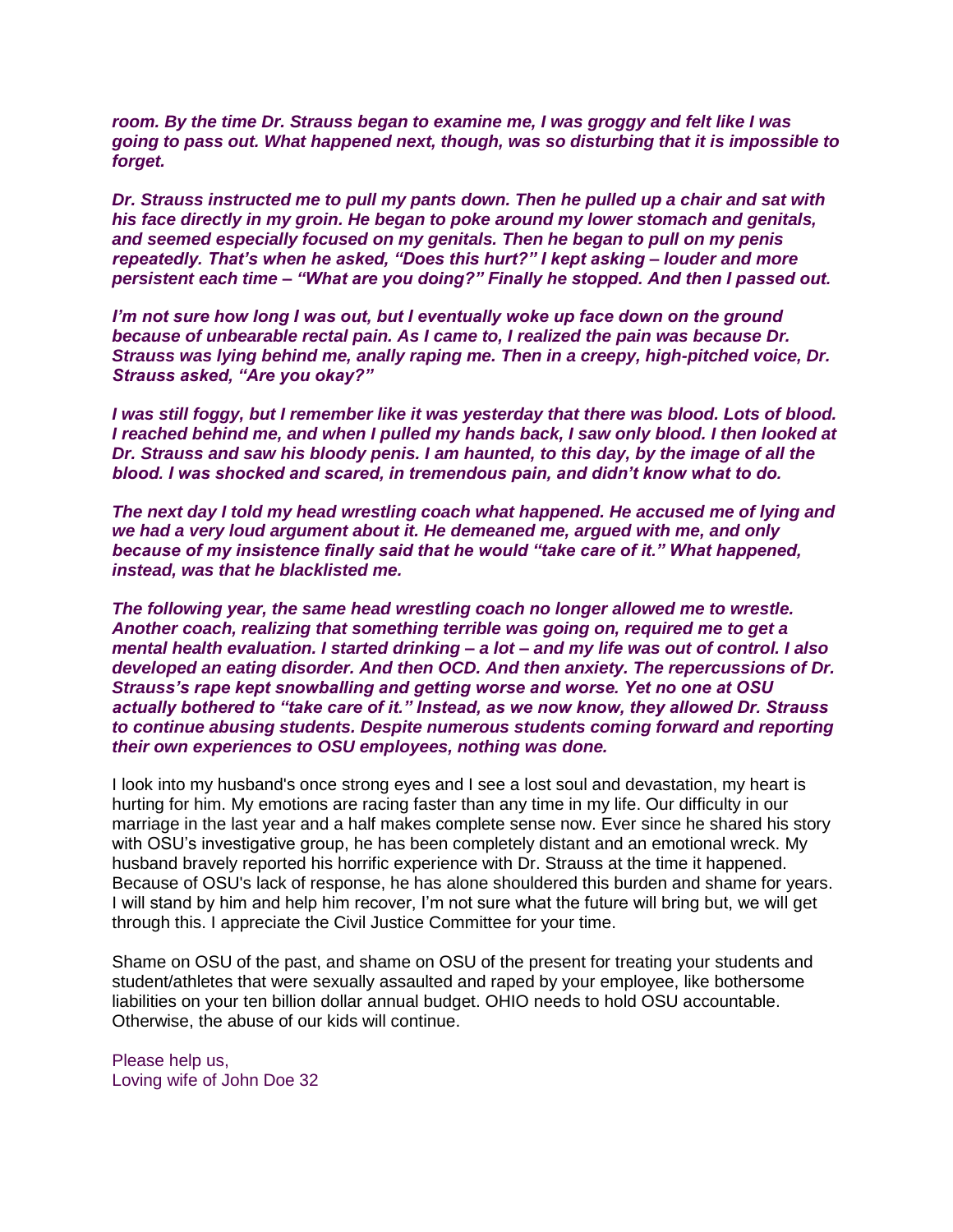***room. By the time Dr. Strauss began to examine me, I was groggy and felt like I was going to pass out. What happened next, though, was so disturbing that it is impossible to forget.***

***Dr. Strauss instructed me to pull my pants down. Then he pulled up a chair and sat with his face directly in my groin. He began to poke around my lower stomach and genitals, and seemed especially focused on my genitals. Then he began to pull on my penis repeatedly. That's when he asked, "Does this hurt?" I kept asking – louder and more persistent each time – "What are you doing?" Finally he stopped. And then I passed out.***

***I'm not sure how long I was out, but I eventually woke up face down on the ground because of unbearable rectal pain. As I came to, I realized the pain was because Dr. Strauss was lying behind me, anally raping me. Then in a creepy, high-pitched voice, Dr. Strauss asked, "Are you okay?"***

***I was still foggy, but I remember like it was yesterday that there was blood. Lots of blood. I reached behind me, and when I pulled my hands back, I saw only blood. I then looked at Dr. Strauss and saw his bloody penis. I am haunted, to this day, by the image of all the blood. I was shocked and scared, in tremendous pain, and didn't know what to do.***

***The next day I told my head wrestling coach what happened. He accused me of lying and we had a very loud argument about it. He demeaned me, argued with me, and only because of my insistence finally said that he would "take care of it." What happened, instead, was that he blacklisted me.***

***The following year, the same head wrestling coach no longer allowed me to wrestle. Another coach, realizing that something terrible was going on, required me to get a mental health evaluation. I started drinking – a lot – and my life was out of control. I also developed an eating disorder. And then OCD. And then anxiety. The repercussions of Dr. Strauss's rape kept snowballing and getting worse and worse. Yet no one at OSU actually bothered to "take care of it." Instead, as we now know, they allowed Dr. Strauss to continue abusing students. Despite numerous students coming forward and reporting their own experiences to OSU employees, nothing was done.***

I look into my husband's once strong eyes and I see a lost soul and devastation, my heart is hurting for him. My emotions are racing faster than any time in my life. Our difficulty in our marriage in the last year and a half makes complete sense now. Ever since he shared his story with OSU's investigative group, he has been completely distant and an emotional wreck. My husband bravely reported his horrific experience with Dr. Strauss at the time it happened. Because of OSU's lack of response, he has alone shouldered this burden and shame for years. I will stand by him and help him recover, I'm not sure what the future will bring but, we will get through this. I appreciate the Civil Justice Committee for your time.

Shame on OSU of the past, and shame on OSU of the present for treating your students and student/athletes that were sexually assaulted and raped by your employee, like bothersome liabilities on your ten billion dollar annual budget. OHIO needs to hold OSU accountable. Otherwise, the abuse of our kids will continue.

Please help us,
Loving wife of John Doe 32